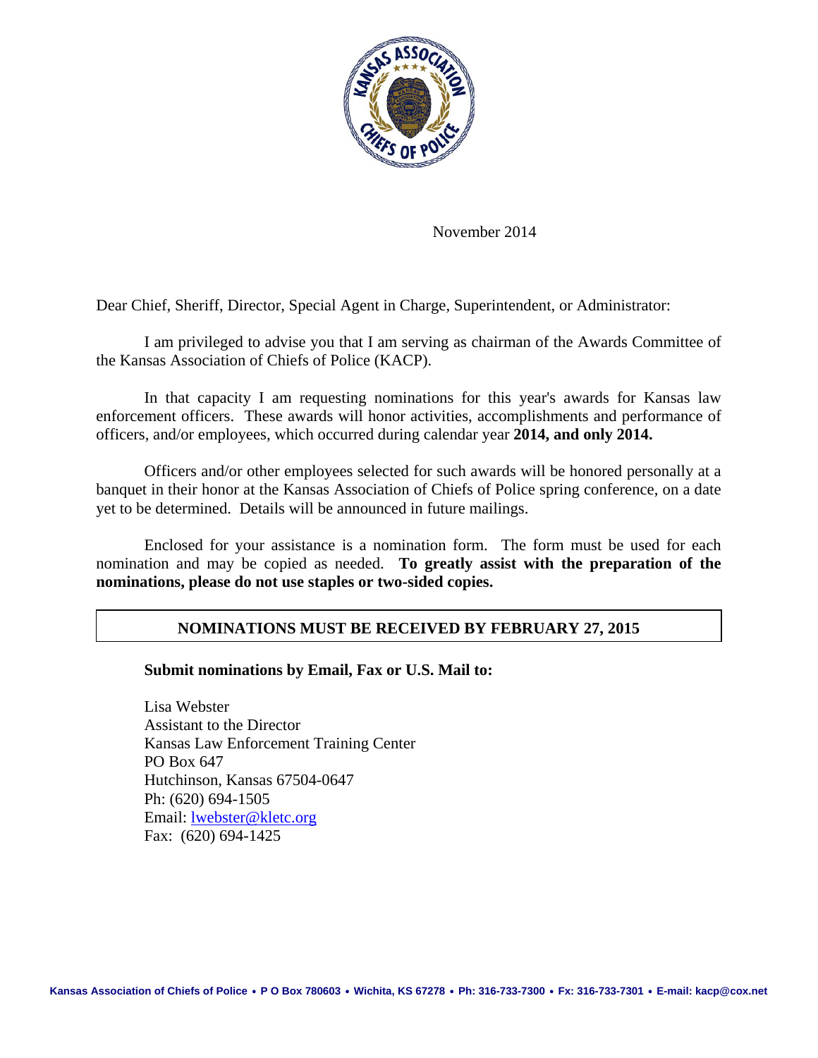November 2014

Dear Chief, Sheriff, Director, Special Agent in Charge, Superintendent, or Administrator:

I am privileged to advise you that I am serving as chairman of the Awards Committee of the Kansas Association of Chiefs of Police (KACP).

In that capacity I am requesting nominations for this year's awards for Kansas law enforcement officers. These awards will honor activities, accomplishments and performance of officers, and/or employees, which occurred during calendar year **2014, and only 2014.**

Officers and/or other employees selected for such awards will be honored personally at a banquet in their honor at the Kansas Association of Chiefs of Police spring conference, on a date yet to be determined. Details will be announced in future mailings.

Enclosed for your assistance is a nomination form. The form must be used for each nomination and may be copied as needed. **To greatly assist with the preparation of the nominations, please do not use staples or two-sided copies.**

**NOMINATIONS MUST BE RECEIVED BY FEBRUARY 27, 2015**

**Submit nominations by Email, Fax or U.S. Mail to:**

Lisa Webster
Assistant to the Director
Kansas Law Enforcement Training Center
PO Box 647
Hutchinson, Kansas 67504-0647
Ph: (620) 694-1505
Email: lwebster@kletc.org
Fax: (620) 694-1425

**Kansas Association of Chiefs of Police • P O Box 780603 • Wichita, KS 67278 • Ph: 316-733-7300 • Fx: 316-733-7301 • E-mail: kacp@cox.net**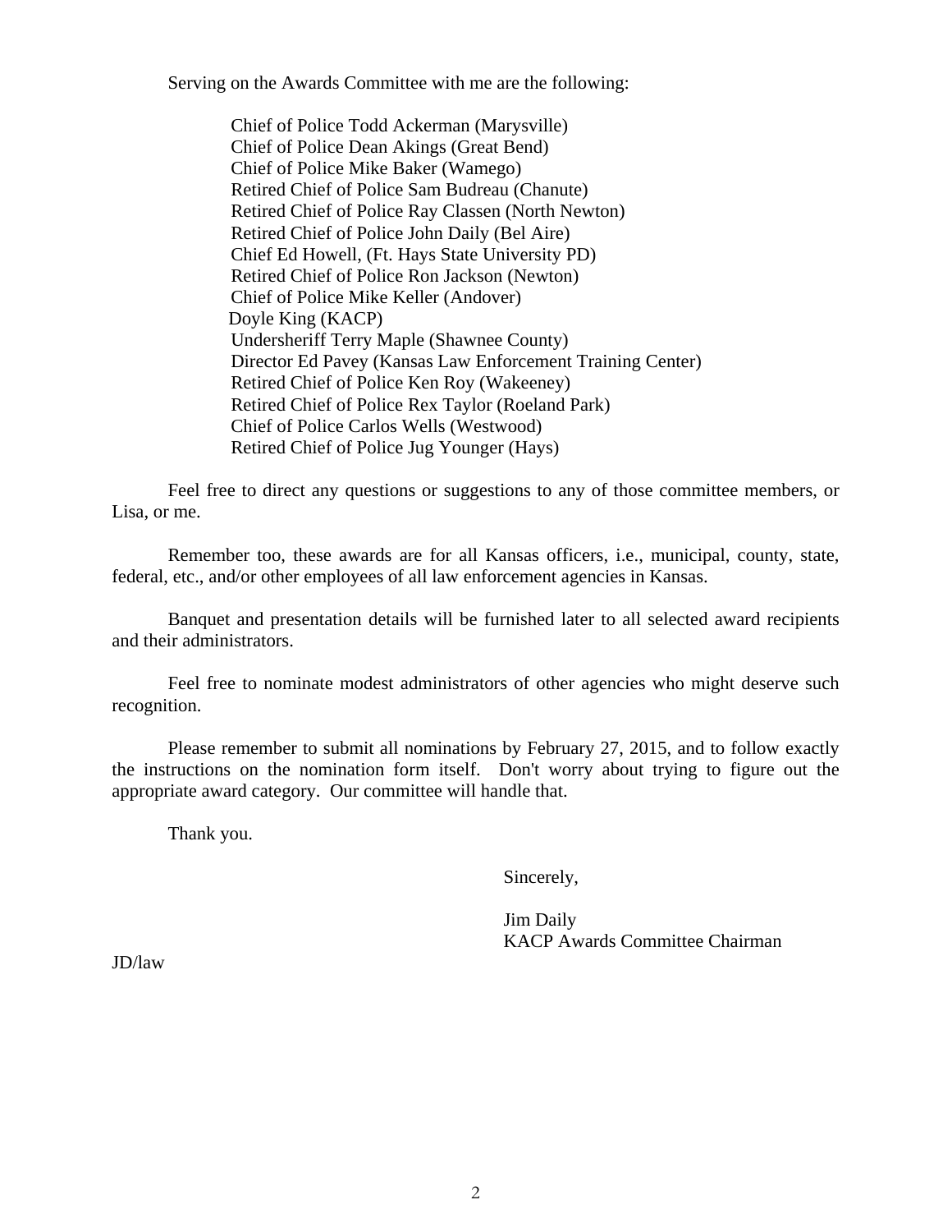Serving on the Awards Committee with me are the following:

Chief of Police Todd Ackerman (Marysville)  
Chief of Police Dean Akings (Great Bend)  
Chief of Police Mike Baker (Wamego)  
Retired Chief of Police Sam Budreau (Chanute)  
Retired Chief of Police Ray Classen (North Newton)  
Retired Chief of Police John Daily (Bel Aire)  
Chief Ed Howell, (Ft. Hays State University PD)  
Retired Chief of Police Ron Jackson (Newton)  
Chief of Police Mike Keller (Andover)  
Doyle King (KACP)  
Undersheriff Terry Maple (Shawnee County)  
Director Ed Pavey (Kansas Law Enforcement Training Center)  
Retired Chief of Police Ken Roy (Wakeeney)  
Retired Chief of Police Rex Taylor (Roeland Park)  
Chief of Police Carlos Wells (Westwood)  
Retired Chief of Police Jug Younger (Hays)

Feel free to direct any questions or suggestions to any of those committee members, or Lisa, or me.

Remember too, these awards are for all Kansas officers, i.e., municipal, county, state, federal, etc., and/or other employees of all law enforcement agencies in Kansas.

Banquet and presentation details will be furnished later to all selected award recipients and their administrators.

Feel free to nominate modest administrators of other agencies who might deserve such recognition.

Please remember to submit all nominations by February 27, 2015, and to follow exactly the instructions on the nomination form itself. Don't worry about trying to figure out the appropriate award category. Our committee will handle that.

Thank you.

Sincerely,

Jim Daily  
KACP Awards Committee Chairman

JD/law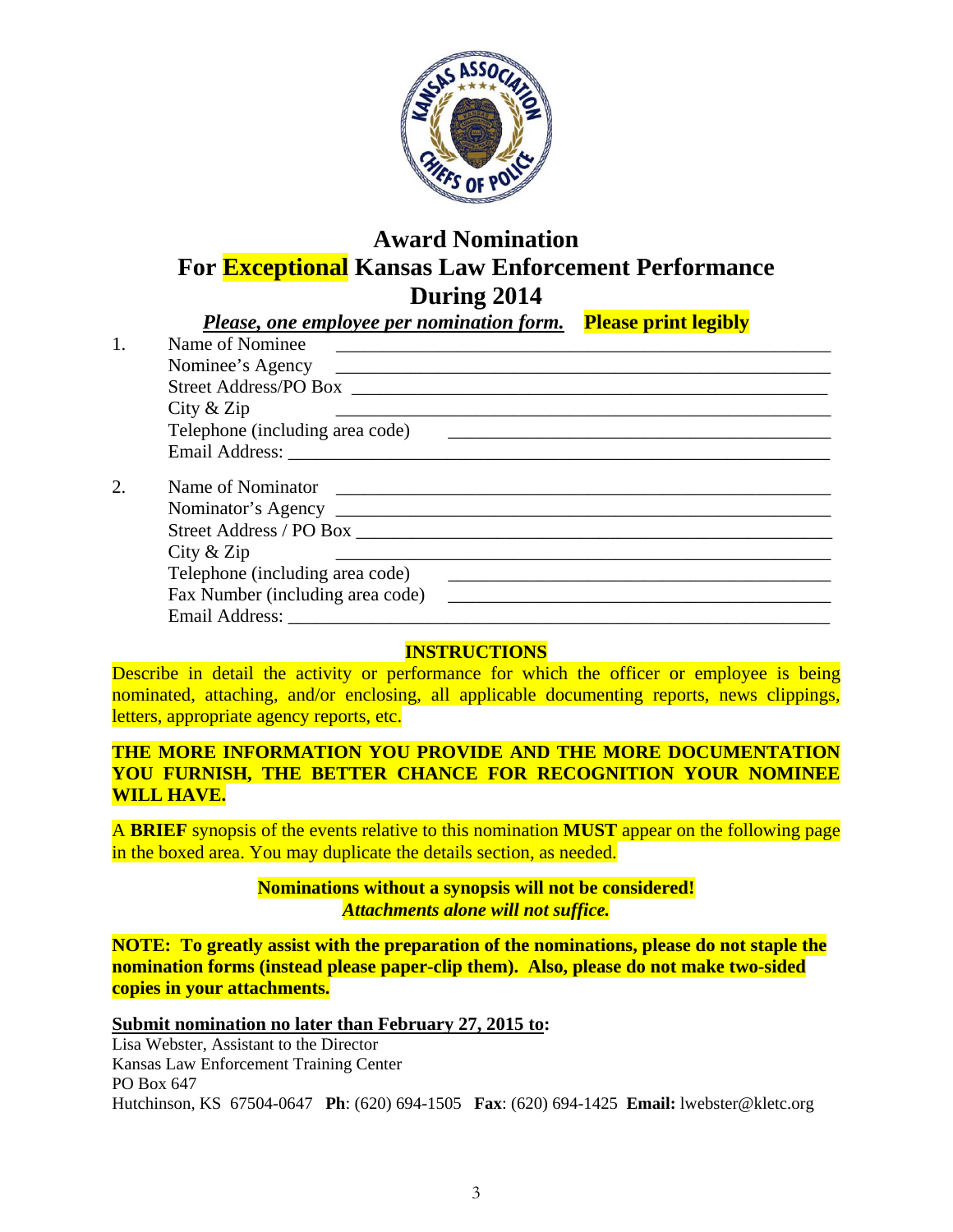# Award Nomination
# For Exceptional Kansas Law Enforcement Performance
# During 2014

***Please, one employee per nomination form.*** **Please print legibly**

1. Name of Nominee \_\_\_\_\_\_\_\_\_\_\_\_\_\_\_\_\_\_\_\_\_\_\_\_\_\_\_\_\_\_\_\_\_\_\_\_\_\_\_\_\_\_\_\_
   Nominee's Agency \_\_\_\_\_\_\_\_\_\_\_\_\_\_\_\_\_\_\_\_\_\_\_\_\_\_\_\_\_\_\_\_\_\_\_\_\_\_\_\_\_\_\_\_
   Street Address/PO Box \_\_\_\_\_\_\_\_\_\_\_\_\_\_\_\_\_\_\_\_\_\_\_\_\_\_\_\_\_\_\_\_\_\_\_\_\_\_\_\_\_\_\_\_
   City & Zip \_\_\_\_\_\_\_\_\_\_\_\_\_\_\_\_\_\_\_\_\_\_\_\_\_\_\_\_\_\_\_\_\_\_\_\_\_\_\_\_\_\_\_\_
   Telephone (including area code) \_\_\_\_\_\_\_\_\_\_\_\_\_\_\_\_\_\_\_\_\_\_\_\_\_\_\_\_\_\_\_\_\_\_\_\_
   Email Address: \_\_\_\_\_\_\_\_\_\_\_\_\_\_\_\_\_\_\_\_\_\_\_\_\_\_\_\_\_\_\_\_\_\_\_\_\_\_\_\_\_\_\_\_

2. Name of Nominator \_\_\_\_\_\_\_\_\_\_\_\_\_\_\_\_\_\_\_\_\_\_\_\_\_\_\_\_\_\_\_\_\_\_\_\_\_\_\_\_\_\_\_\_
   Nominator's Agency \_\_\_\_\_\_\_\_\_\_\_\_\_\_\_\_\_\_\_\_\_\_\_\_\_\_\_\_\_\_\_\_\_\_\_\_\_\_\_\_\_\_\_\_
   Street Address / PO Box \_\_\_\_\_\_\_\_\_\_\_\_\_\_\_\_\_\_\_\_\_\_\_\_\_\_\_\_\_\_\_\_\_\_\_\_\_\_\_\_\_\_\_\_
   City & Zip \_\_\_\_\_\_\_\_\_\_\_\_\_\_\_\_\_\_\_\_\_\_\_\_\_\_\_\_\_\_\_\_\_\_\_\_\_\_\_\_\_\_\_\_
   Telephone (including area code) \_\_\_\_\_\_\_\_\_\_\_\_\_\_\_\_\_\_\_\_\_\_\_\_\_\_\_\_\_\_\_\_\_\_\_\_
   Fax Number (including area code) \_\_\_\_\_\_\_\_\_\_\_\_\_\_\_\_\_\_\_\_\_\_\_\_\_\_\_\_\_\_\_\_\_\_\_\_
   Email Address: \_\_\_\_\_\_\_\_\_\_\_\_\_\_\_\_\_\_\_\_\_\_\_\_\_\_\_\_\_\_\_\_\_\_\_\_\_\_\_\_\_\_\_\_

**INSTRUCTIONS**

Describe in detail the activity or performance for which the officer or employee is being nominated, attaching, and/or enclosing, all applicable documenting reports, news clippings, letters, appropriate agency reports, etc.

**THE MORE INFORMATION YOU PROVIDE AND THE MORE DOCUMENTATION YOU FURNISH, THE BETTER CHANCE FOR RECOGNITION YOUR NOMINEE WILL HAVE.**

A **BRIEF** synopsis of the events relative to this nomination **MUST** appear on the following page in the boxed area. You may duplicate the details section, as needed.

**Nominations without a synopsis will not be considered!**
***Attachments alone will not suffice.***

**NOTE: To greatly assist with the preparation of the nominations, please do not staple the nomination forms (instead please paper-clip them). Also, please do not make two-sided copies in your attachments.**

**Submit nomination no later than February 27, 2015 to:**
Lisa Webster, Assistant to the Director
Kansas Law Enforcement Training Center
PO Box 647
Hutchinson, KS 67504-0647 **Ph**: (620) 694-1505 **Fax**: (620) 694-1425 **Email:** lwebster@kletc.org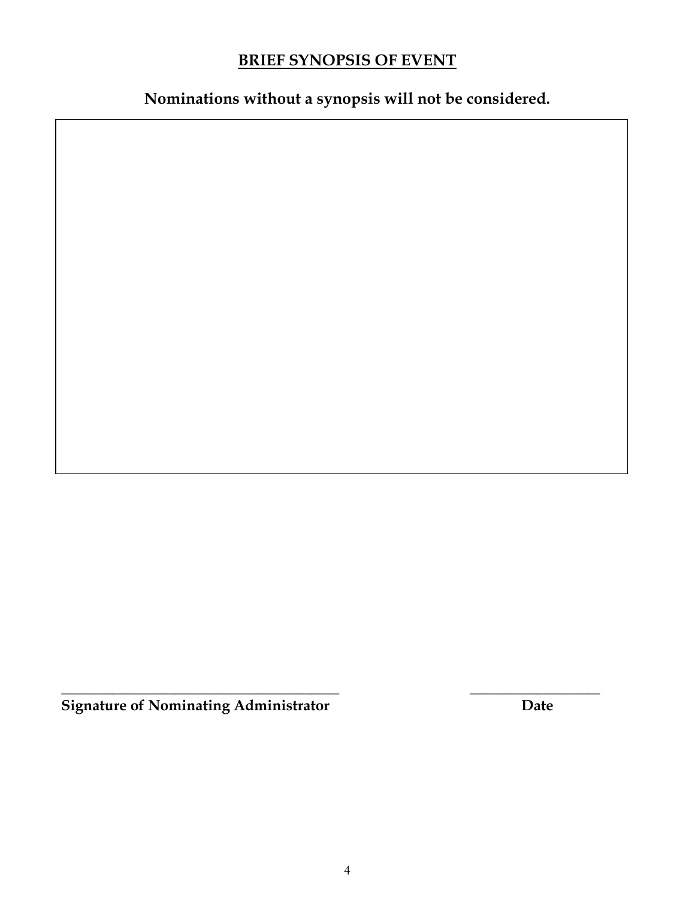## BRIEF SYNOPSIS OF EVENT

**Nominations without a synopsis will not be considered.**

| |
|---|
| |

\_\_\_\_\_\_\_\_\_\_\_\_\_\_\_\_\_\_\_\_\_\_\_\_\_\_\_\_\_\_\_\_\_\_\_\_\_\_\_\_\_\_ \_\_\_\_\_\_\_\_\_\_\_\_\_\_\_\_\_\_\_\_

**Signature of Nominating Administrator** **Date**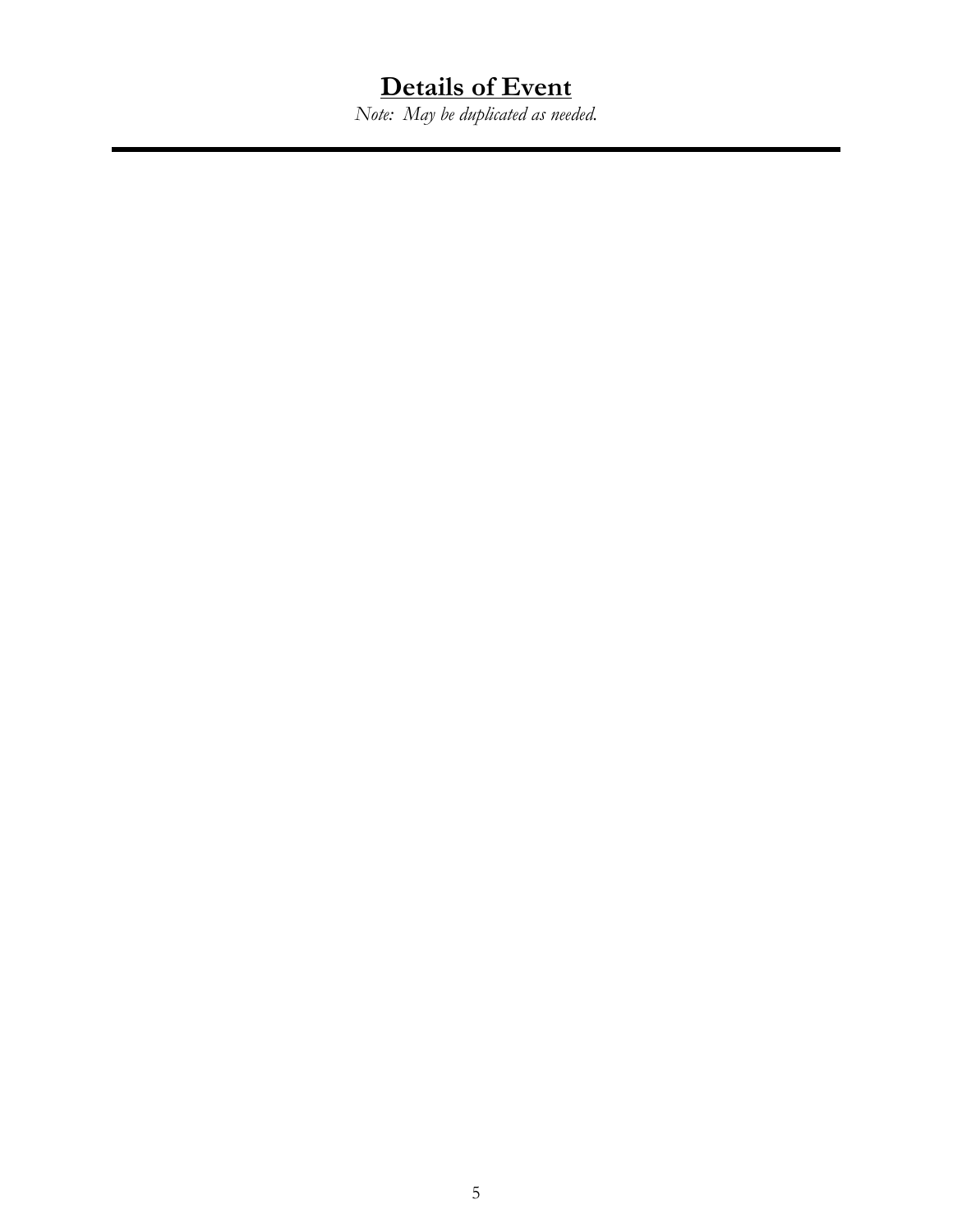# Details of Event

*Note: May be duplicated as needed.*

---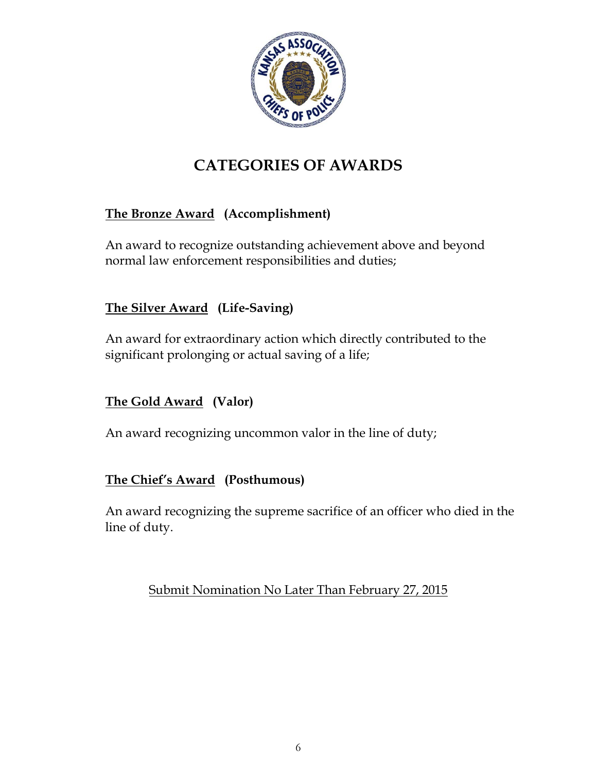# CATEGORIES OF AWARDS

**The Bronze Award** **(Accomplishment)**

An award to recognize outstanding achievement above and beyond normal law enforcement responsibilities and duties;

**The Silver Award** **(Life-Saving)**

An award for extraordinary action which directly contributed to the significant prolonging or actual saving of a life;

**The Gold Award** **(Valor)**

An award recognizing uncommon valor in the line of duty;

**The Chief's Award** **(Posthumous)**

An award recognizing the supreme sacrifice of an officer who died in the line of duty.

Submit Nomination No Later Than February 27, 2015